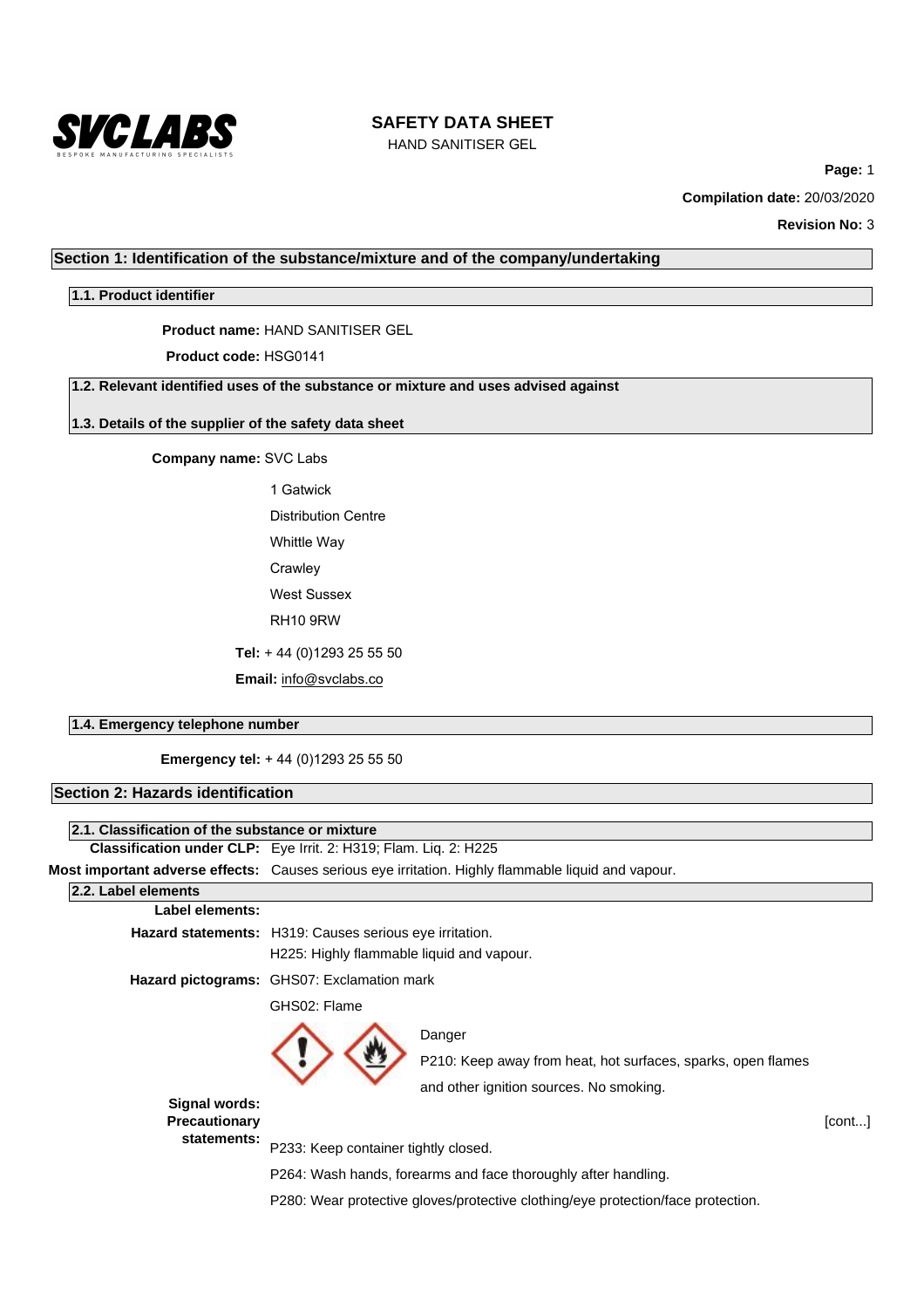SVCLABS
BESPOKE MANUFACTURING SPECIALISTS

# SAFETY DATA SHEET

HAND SANITISER GEL

**Compilation date:** 20/03/2020

**Revision No:** 3

## Section 1: Identification of the substance/mixture and of the company/undertaking

### 1.1. Product identifier

**Product name:** HAND SANITISER GEL

**Product code:** HSG0141

### 1.2. Relevant identified uses of the substance or mixture and uses advised against

### 1.3. Details of the supplier of the safety data sheet

**Company name:** SVC Labs

1 Gatwick

Distribution Centre

Whittle Way

Crawley

West Sussex

RH10 9RW

**Tel:** + 44 (0)1293 25 55 50

**Email:** info@svclabs.co

### 1.4. Emergency telephone number

**Emergency tel:** + 44 (0)1293 25 55 50

## Section 2: Hazards identification

### 2.1. Classification of the substance or mixture

**Classification under CLP:** Eye Irrit. 2: H319; Flam. Liq. 2: H225

**Most important adverse effects:** Causes serious eye irritation. Highly flammable liquid and vapour.

### 2.2. Label elements

**Label elements:**

**Hazard statements:** H319: Causes serious eye irritation.

H225: Highly flammable liquid and vapour.

**Hazard pictograms:** GHS07: Exclamation mark

GHS02: Flame

**Signal words:** Danger

**Precautionary statements:** P210: Keep away from heat, hot surfaces, sparks, open flames and other ignition sources. No smoking.

P233: Keep container tightly closed.

P264: Wash hands, forearms and face thoroughly after handling.

P280: Wear protective gloves/protective clothing/eye protection/face protection.

[cont...]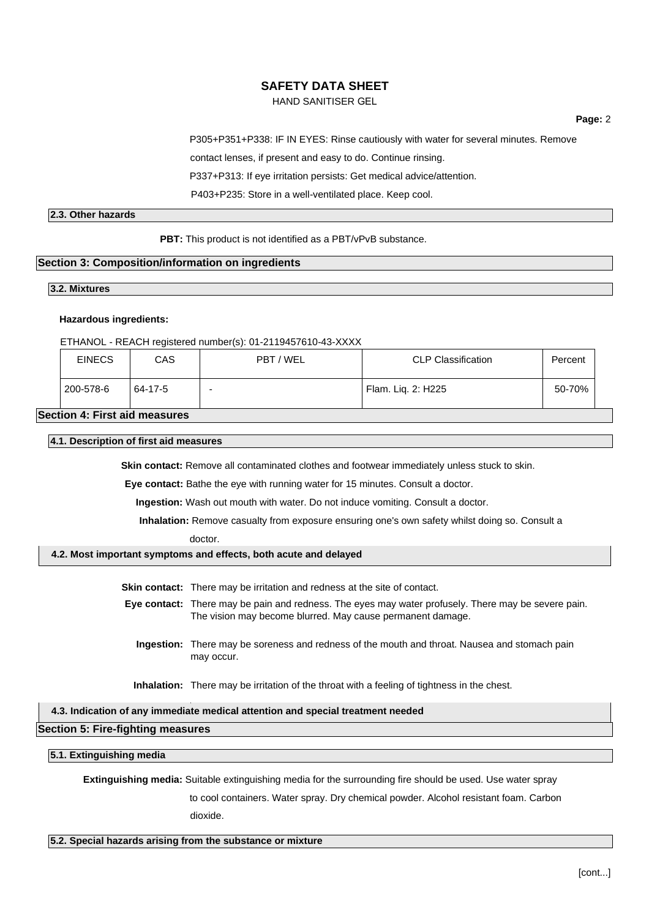P305+P351+P338: IF IN EYES: Rinse cautiously with water for several minutes. Remove contact lenses, if present and easy to do. Continue rinsing.

P337+P313: If eye irritation persists: Get medical advice/attention.

P403+P235: Store in a well-ventilated place. Keep cool.

### 2.3. Other hazards

**PBT:** This product is not identified as a PBT/vPvB substance.

## Section 3: Composition/information on ingredients

### 3.2. Mixtures

**Hazardous ingredients:**

ETHANOL - REACH registered number(s): 01-2119457610-43-XXXX

| EINECS | CAS | PBT / WEL | CLP Classification | Percent |
|---|---|---|---|---|
| 200-578-6 | 64-17-5 | - | Flam. Liq. 2: H225 | 50-70% |

## Section 4: First aid measures

### 4.1. Description of first aid measures

**Skin contact:** Remove all contaminated clothes and footwear immediately unless stuck to skin.

**Eye contact:** Bathe the eye with running water for 15 minutes. Consult a doctor.

**Ingestion:** Wash out mouth with water. Do not induce vomiting. Consult a doctor.

**Inhalation:** Remove casualty from exposure ensuring one's own safety whilst doing so. Consult a doctor.

### 4.2. Most important symptoms and effects, both acute and delayed

**Skin contact:** There may be irritation and redness at the site of contact.

**Eye contact:** There may be pain and redness. The eyes may water profusely. There may be severe pain. The vision may become blurred. May cause permanent damage.

**Ingestion:** There may be soreness and redness of the mouth and throat. Nausea and stomach pain may occur.

**Inhalation:** There may be irritation of the throat with a feeling of tightness in the chest.

### 4.3. Indication of any immediate medical attention and special treatment needed

## Section 5: Fire-fighting measures

### 5.1. Extinguishing media

**Extinguishing media:** Suitable extinguishing media for the surrounding fire should be used. Use water spray to cool containers. Water spray. Dry chemical powder. Alcohol resistant foam. Carbon dioxide.

### 5.2. Special hazards arising from the substance or mixture

[cont...]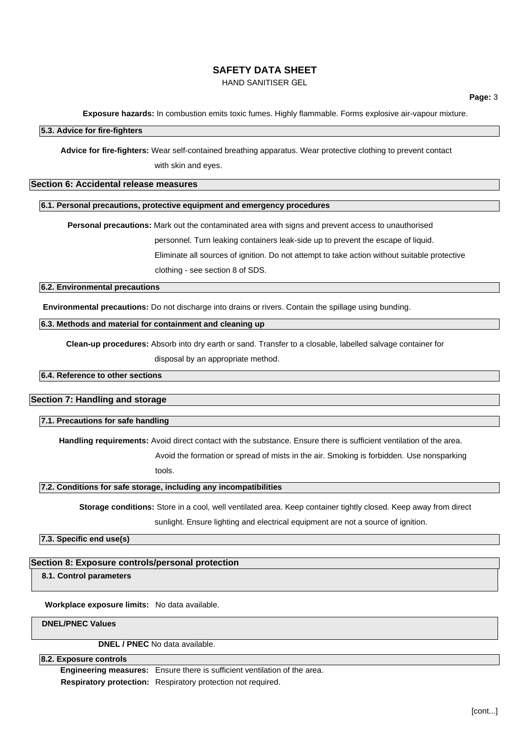**Exposure hazards:** In combustion emits toxic fumes. Highly flammable. Forms explosive air-vapour mixture.

### 5.3. Advice for fire-fighters

**Advice for fire-fighters:** Wear self-contained breathing apparatus. Wear protective clothing to prevent contact with skin and eyes.

## Section 6: Accidental release measures

### 6.1. Personal precautions, protective equipment and emergency procedures

**Personal precautions:** Mark out the contaminated area with signs and prevent access to unauthorised personnel. Turn leaking containers leak-side up to prevent the escape of liquid. Eliminate all sources of ignition. Do not attempt to take action without suitable protective clothing - see section 8 of SDS.

### 6.2. Environmental precautions

**Environmental precautions:** Do not discharge into drains or rivers. Contain the spillage using bunding.

### 6.3. Methods and material for containment and cleaning up

**Clean-up procedures:** Absorb into dry earth or sand. Transfer to a closable, labelled salvage container for disposal by an appropriate method.

### 6.4. Reference to other sections

## Section 7: Handling and storage

### 7.1. Precautions for safe handling

**Handling requirements:** Avoid direct contact with the substance. Ensure there is sufficient ventilation of the area. Avoid the formation or spread of mists in the air. Smoking is forbidden. Use nonsparking tools.

### 7.2. Conditions for safe storage, including any incompatibilities

**Storage conditions:** Store in a cool, well ventilated area. Keep container tightly closed. Keep away from direct sunlight. Ensure lighting and electrical equipment are not a source of ignition.

### 7.3. Specific end use(s)

## Section 8: Exposure controls/personal protection

### 8.1. Control parameters

**Workplace exposure limits:** No data available.

**DNEL/PNEC Values**

**DNEL / PNEC** No data available.

### 8.2. Exposure controls

**Engineering measures:** Ensure there is sufficient ventilation of the area.

**Respiratory protection:** Respiratory protection not required.

[cont...]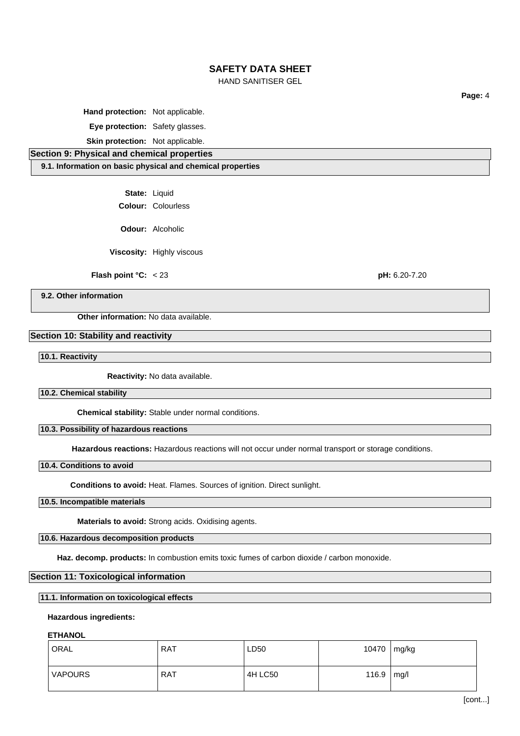**Hand protection:** Not applicable.

**Eye protection:** Safety glasses.

**Skin protection:** Not applicable.

## Section 9: Physical and chemical properties

### 9.1. Information on basic physical and chemical properties

**State:** Liquid

**Colour:** Colourless

**Odour:** Alcoholic

**Viscosity:** Highly viscous

**Flash point °C:** < 23

**pH:** 6.20-7.20

### 9.2. Other information

**Other information:** No data available.

## Section 10: Stability and reactivity

### 10.1. Reactivity

**Reactivity:** No data available.

### 10.2. Chemical stability

**Chemical stability:** Stable under normal conditions.

### 10.3. Possibility of hazardous reactions

**Hazardous reactions:** Hazardous reactions will not occur under normal transport or storage conditions.

### 10.4. Conditions to avoid

**Conditions to avoid:** Heat. Flames. Sources of ignition. Direct sunlight.

### 10.5. Incompatible materials

**Materials to avoid:** Strong acids. Oxidising agents.

### 10.6. Hazardous decomposition products

**Haz. decomp. products:** In combustion emits toxic fumes of carbon dioxide / carbon monoxide.

## Section 11: Toxicological information

### 11.1. Information on toxicological effects

**Hazardous ingredients:**

**ETHANOL**

| | | | | |
|---|---|---|---|---|
| ORAL | RAT | LD50 | 10470 | mg/kg |
| VAPOURS | RAT | 4H LC50 | 116.9 | mg/l |

[cont...]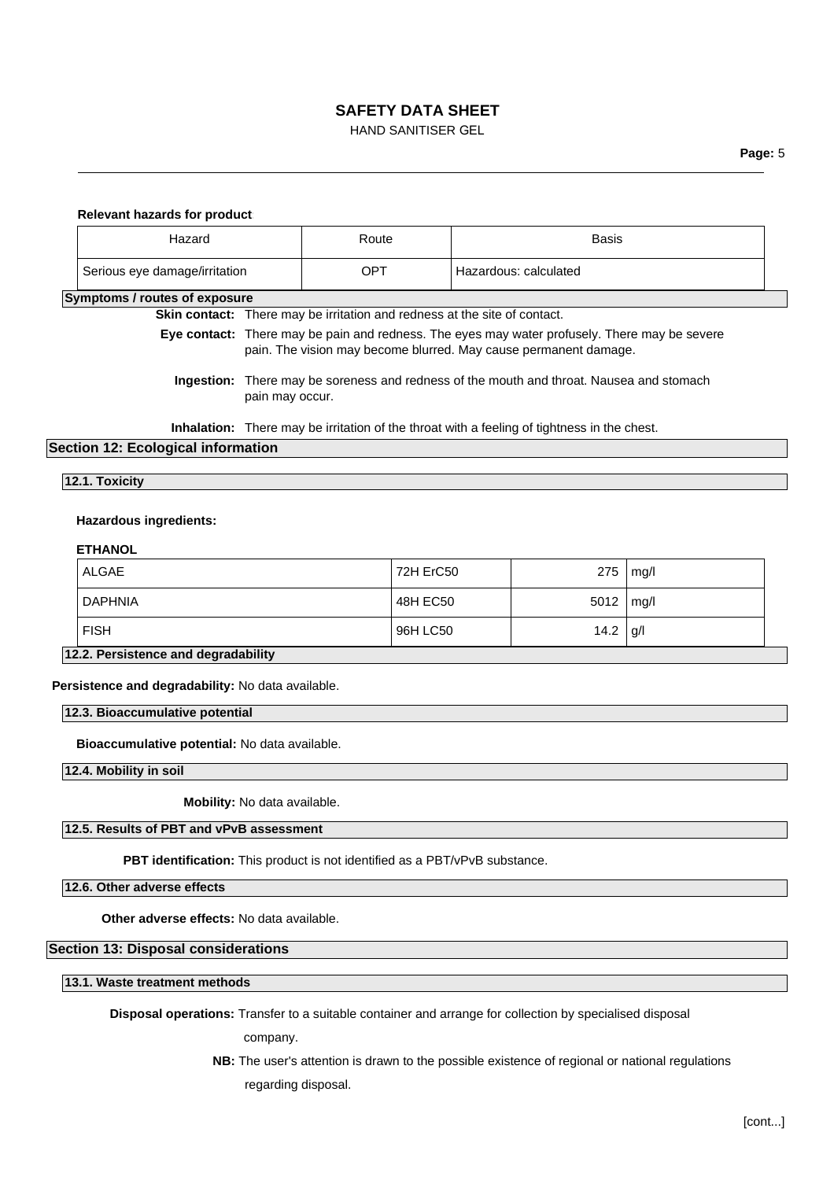**Relevant hazards for product**

| Hazard | Route | Basis |
|---|---|---|
| Serious eye damage/irritation | OPT | Hazardous: calculated |

**Symptoms / routes of exposure**

**Skin contact:** There may be irritation and redness at the site of contact.

**Eye contact:** There may be pain and redness. The eyes may water profusely. There may be severe pain. The vision may become blurred. May cause permanent damage.

**Ingestion:** There may be soreness and redness of the mouth and throat. Nausea and stomach pain may occur.

**Inhalation:** There may be irritation of the throat with a feeling of tightness in the chest.

## Section 12: Ecological information

### 12.1. Toxicity

**Hazardous ingredients:**

**ETHANOL**

| | | | |
|---|---|---|---|
| ALGAE | 72H ErC50 | 275 | mg/l |
| DAPHNIA | 48H EC50 | 5012 | mg/l |
| FISH | 96H LC50 | 14.2 | g/l |

### 12.2. Persistence and degradability

**Persistence and degradability:** No data available.

### 12.3. Bioaccumulative potential

**Bioaccumulative potential:** No data available.

### 12.4. Mobility in soil

**Mobility:** No data available.

### 12.5. Results of PBT and vPvB assessment

**PBT identification:** This product is not identified as a PBT/vPvB substance.

### 12.6. Other adverse effects

**Other adverse effects:** No data available.

## Section 13: Disposal considerations

### 13.1. Waste treatment methods

**Disposal operations:** Transfer to a suitable container and arrange for collection by specialised disposal company.

**NB:** The user's attention is drawn to the possible existence of regional or national regulations regarding disposal.

[cont...]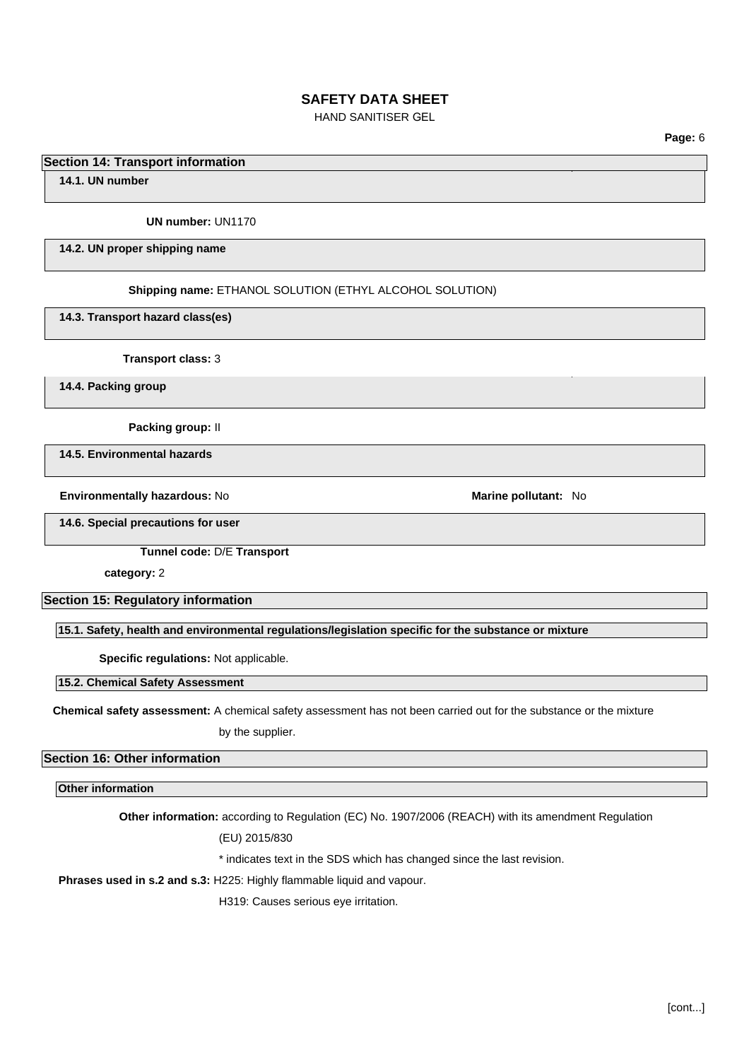## Section 14: Transport information

### 14.1. UN number

**UN number:** UN1170

### 14.2. UN proper shipping name

**Shipping name:** ETHANOL SOLUTION (ETHYL ALCOHOL SOLUTION)

### 14.3. Transport hazard class(es)

**Transport class:** 3

### 14.4. Packing group

**Packing group:** II

### 14.5. Environmental hazards

**Environmentally hazardous:** No **Marine pollutant:** No

### 14.6. Special precautions for user

**Tunnel code:** D/E **Transport category:** 2

## Section 15: Regulatory information

### 15.1. Safety, health and environmental regulations/legislation specific for the substance or mixture

**Specific regulations:** Not applicable.

### 15.2. Chemical Safety Assessment

**Chemical safety assessment:** A chemical safety assessment has not been carried out for the substance or the mixture by the supplier.

## Section 16: Other information

### Other information

**Other information:** according to Regulation (EC) No. 1907/2006 (REACH) with its amendment Regulation (EU) 2015/830

* indicates text in the SDS which has changed since the last revision.

**Phrases used in s.2 and s.3:** H225: Highly flammable liquid and vapour.

H319: Causes serious eye irritation.

[cont...]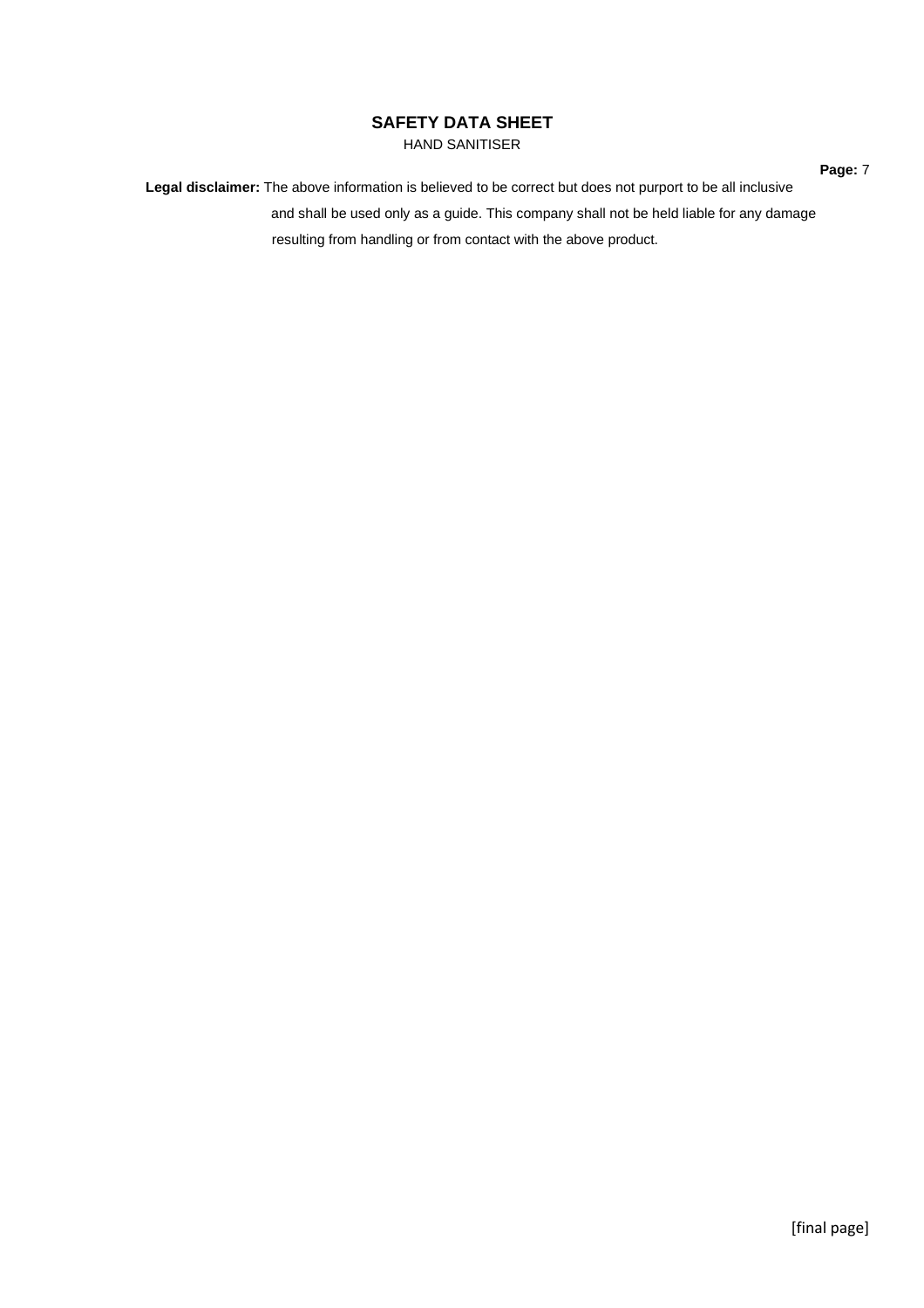**Legal disclaimer:** The above information is believed to be correct but does not purport to be all inclusive and shall be used only as a guide. This company shall not be held liable for any damage resulting from handling or from contact with the above product.

[final page]